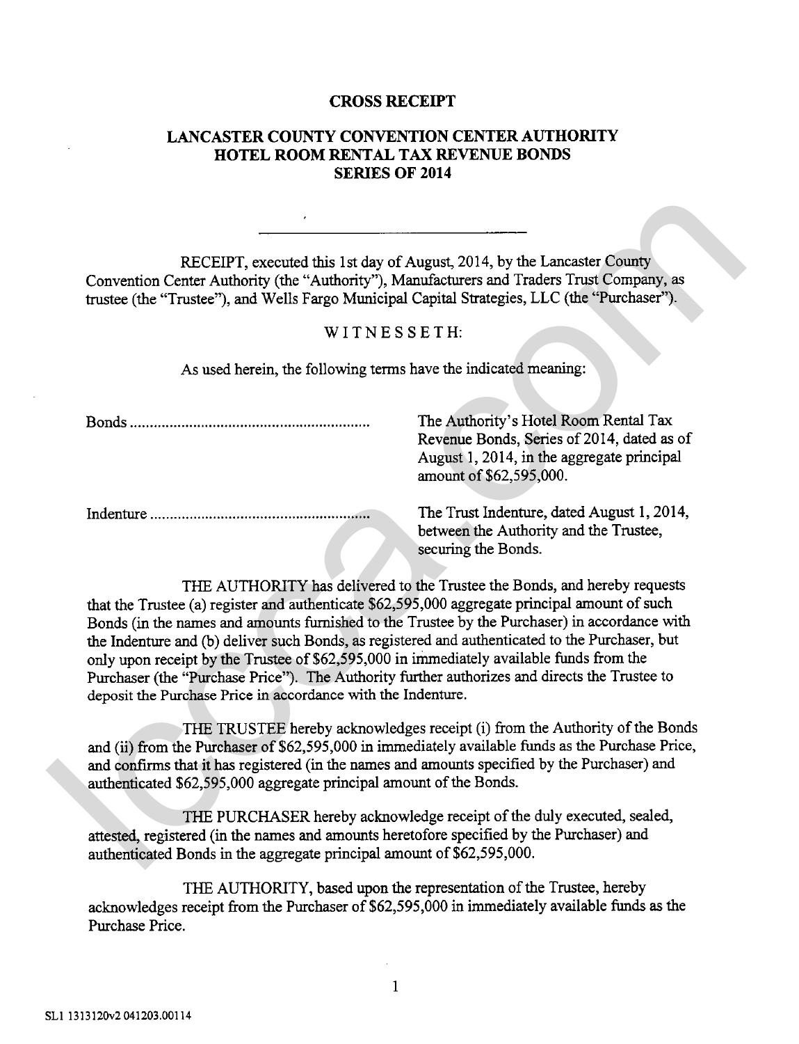**CROSS RECEIPT**

**LANCASTER COUNTY CONVENTION CENTER AUTHORITY**
**HOTEL ROOM RENTAL TAX REVENUE BONDS**
**SERIES OF 2014**

---

RECEIPT, executed this 1st day of August, 2014, by the Lancaster County Convention Center Authority (the "Authority"), Manufacturers and Traders Trust Company, as trustee (the "Trustee"), and Wells Fargo Municipal Capital Strategies, LLC (the "Purchaser").

W I T N E S S E T H:

As used herein, the following terms have the indicated meaning:

Bonds ............................................................ The Authority's Hotel Room Rental Tax Revenue Bonds, Series of 2014, dated as of August 1, 2014, in the aggregate principal amount of $62,595,000.

Indenture ....................................................... The Trust Indenture, dated August 1, 2014, between the Authority and the Trustee, securing the Bonds.

THE AUTHORITY has delivered to the Trustee the Bonds, and hereby requests that the Trustee (a) register and authenticate $62,595,000 aggregate principal amount of such Bonds (in the names and amounts furnished to the Trustee by the Purchaser) in accordance with the Indenture and (b) deliver such Bonds, as registered and authenticated to the Purchaser, but only upon receipt by the Trustee of $62,595,000 in immediately available funds from the Purchaser (the "Purchase Price"). The Authority further authorizes and directs the Trustee to deposit the Purchase Price in accordance with the Indenture.

THE TRUSTEE hereby acknowledges receipt (i) from the Authority of the Bonds and (ii) from the Purchaser of $62,595,000 in immediately available funds as the Purchase Price, and confirms that it has registered (in the names and amounts specified by the Purchaser) and authenticated $62,595,000 aggregate principal amount of the Bonds.

THE PURCHASER hereby acknowledge receipt of the duly executed, sealed, attested, registered (in the names and amounts heretofore specified by the Purchaser) and authenticated Bonds in the aggregate principal amount of $62,595,000.

THE AUTHORITY, based upon the representation of the Trustee, hereby acknowledges receipt from the Purchaser of $62,595,000 in immediately available funds as the Purchase Price.

SL1 1313120v2 041203.00114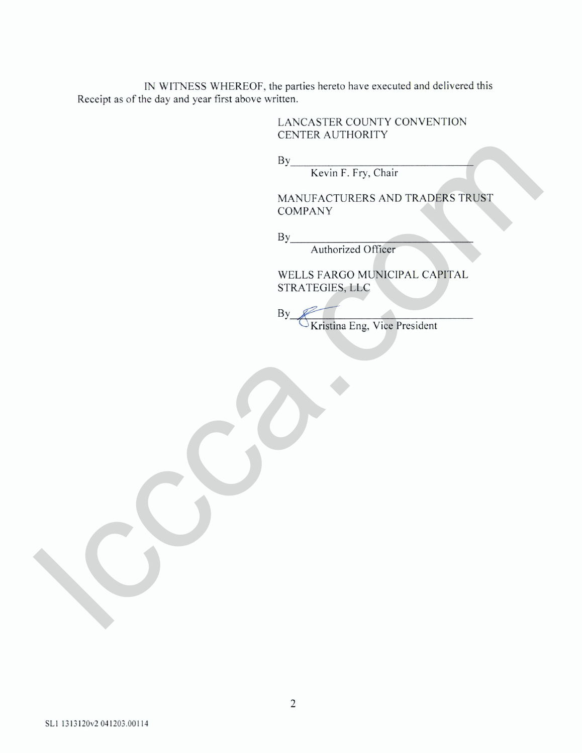IN WITNESS WHEREOF, the parties hereto have executed and delivered this Receipt as of the day and year first above written.

LANCASTER COUNTY CONVENTION CENTER AUTHORITY

By\_\_\_\_\_\_\_\_\_\_\_\_\_\_\_\_\_\_\_\_\_\_\_\_\_\_\_\_\_\_\_\_
Kevin F. Fry, Chair

MANUFACTURERS AND TRADERS TRUST COMPANY

By\_\_\_\_\_\_\_\_\_\_\_\_\_\_\_\_\_\_\_\_\_\_\_\_\_\_\_\_\_\_\_\_
Authorized Officer

WELLS FARGO MUNICIPAL CAPITAL STRATEGIES, LLC

By\_\_\_\_\_\_\_\_\_\_\_\_\_\_\_\_\_\_\_\_\_\_\_\_\_\_\_\_\_\_\_\_
Kristina Eng, Vice President

SL1 1313120v2 041203.00114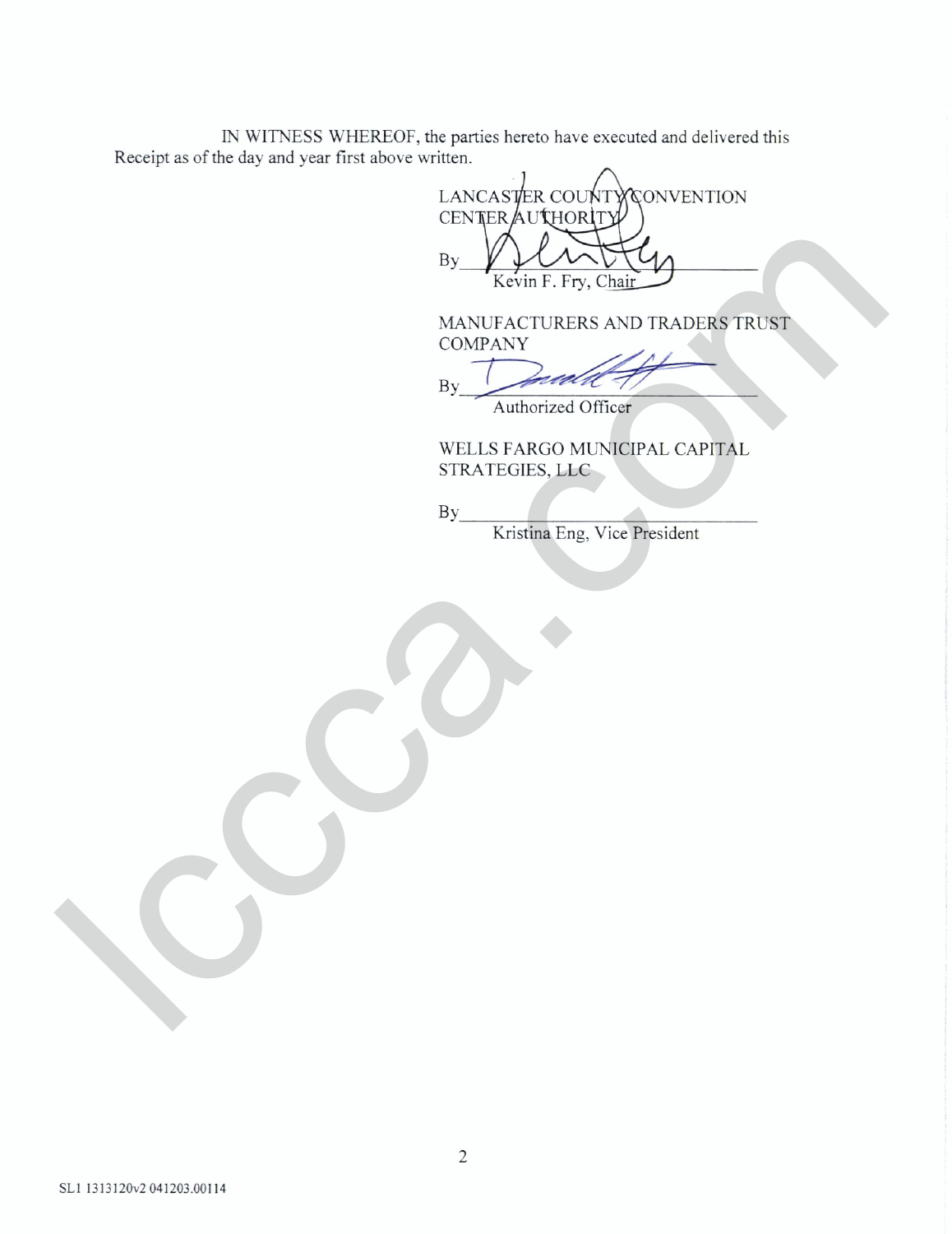IN WITNESS WHEREOF, the parties hereto have executed and delivered this Receipt as of the day and year first above written.

LANCASTER COUNTY CONVENTION CENTER AUTHORITY

By___________________________
Kevin F. Fry, Chair

MANUFACTURERS AND TRADERS TRUST COMPANY

By___________________________
Authorized Officer

WELLS FARGO MUNICIPAL CAPITAL STRATEGIES, LLC

By___________________________
Kristina Eng, Vice President

SL1 1313120v2 041203.00114